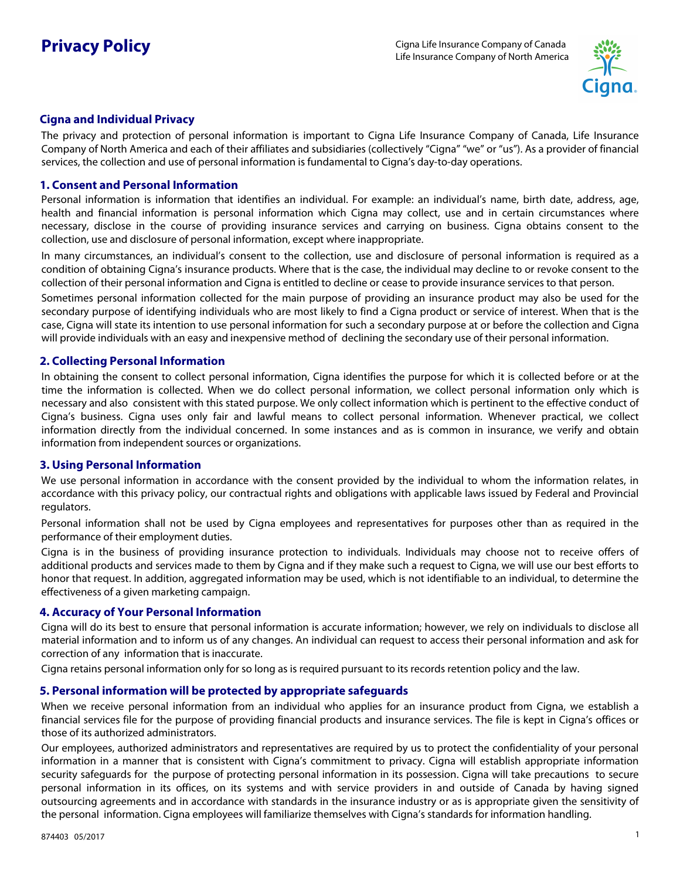# Privacy Policy

Cigna Life Insurance Company of Canada
Life Insurance Company of North America

## Cigna and Individual Privacy

The privacy and protection of personal information is important to Cigna Life Insurance Company of Canada, Life Insurance Company of North America and each of their affiliates and subsidiaries (collectively "Cigna" "we" or "us"). As a provider of financial services, the collection and use of personal information is fundamental to Cigna's day-to-day operations.

### 1. Consent and Personal Information

Personal information is information that identifies an individual. For example: an individual's name, birth date, address, age, health and financial information is personal information which Cigna may collect, use and in certain circumstances where necessary, disclose in the course of providing insurance services and carrying on business. Cigna obtains consent to the collection, use and disclosure of personal information, except where inappropriate.

In many circumstances, an individual's consent to the collection, use and disclosure of personal information is required as a condition of obtaining Cigna's insurance products. Where that is the case, the individual may decline to or revoke consent to the collection of their personal information and Cigna is entitled to decline or cease to provide insurance services to that person.

Sometimes personal information collected for the main purpose of providing an insurance product may also be used for the secondary purpose of identifying individuals who are most likely to find a Cigna product or service of interest. When that is the case, Cigna will state its intention to use personal information for such a secondary purpose at or before the collection and Cigna will provide individuals with an easy and inexpensive method of declining the secondary use of their personal information.

### 2. Collecting Personal Information

In obtaining the consent to collect personal information, Cigna identifies the purpose for which it is collected before or at the time the information is collected. When we do collect personal information, we collect personal information only which is necessary and also consistent with this stated purpose. We only collect information which is pertinent to the effective conduct of Cigna's business. Cigna uses only fair and lawful means to collect personal information. Whenever practical, we collect information directly from the individual concerned. In some instances and as is common in insurance, we verify and obtain information from independent sources or organizations.

### 3. Using Personal Information

We use personal information in accordance with the consent provided by the individual to whom the information relates, in accordance with this privacy policy, our contractual rights and obligations with applicable laws issued by Federal and Provincial regulators.

Personal information shall not be used by Cigna employees and representatives for purposes other than as required in the performance of their employment duties.

Cigna is in the business of providing insurance protection to individuals. Individuals may choose not to receive offers of additional products and services made to them by Cigna and if they make such a request to Cigna, we will use our best efforts to honor that request. In addition, aggregated information may be used, which is not identifiable to an individual, to determine the effectiveness of a given marketing campaign.

### 4. Accuracy of Your Personal Information

Cigna will do its best to ensure that personal information is accurate information; however, we rely on individuals to disclose all material information and to inform us of any changes. An individual can request to access their personal information and ask for correction of any information that is inaccurate.

Cigna retains personal information only for so long as is required pursuant to its records retention policy and the law.

### 5. Personal information will be protected by appropriate safeguards

When we receive personal information from an individual who applies for an insurance product from Cigna, we establish a financial services file for the purpose of providing financial products and insurance services. The file is kept in Cigna's offices or those of its authorized administrators.

Our employees, authorized administrators and representatives are required by us to protect the confidentiality of your personal information in a manner that is consistent with Cigna's commitment to privacy. Cigna will establish appropriate information security safeguards for the purpose of protecting personal information in its possession. Cigna will take precautions to secure personal information in its offices, on its systems and with service providers in and outside of Canada by having signed outsourcing agreements and in accordance with standards in the insurance industry or as is appropriate given the sensitivity of the personal information. Cigna employees will familiarize themselves with Cigna's standards for information handling.

874403 05/2017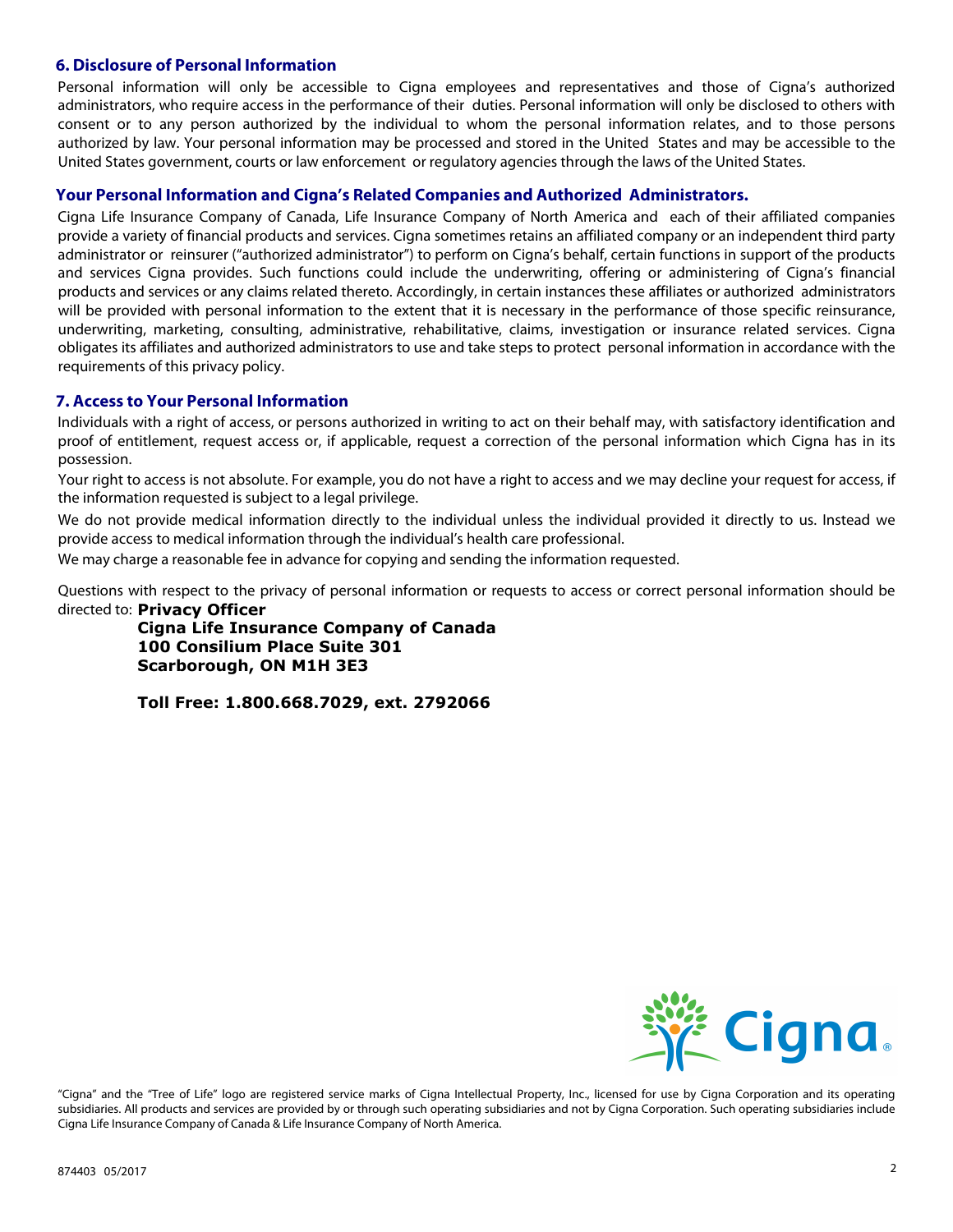## 6. Disclosure of Personal Information

Personal information will only be accessible to Cigna employees and representatives and those of Cigna's authorized administrators, who require access in the performance of their duties. Personal information will only be disclosed to others with consent or to any person authorized by the individual to whom the personal information relates, and to those persons authorized by law. Your personal information may be processed and stored in the United States and may be accessible to the United States government, courts or law enforcement or regulatory agencies through the laws of the United States.

### Your Personal Information and Cigna's Related Companies and Authorized Administrators.

Cigna Life Insurance Company of Canada, Life Insurance Company of North America and each of their affiliated companies provide a variety of financial products and services. Cigna sometimes retains an affiliated company or an independent third party administrator or reinsurer ("authorized administrator") to perform on Cigna's behalf, certain functions in support of the products and services Cigna provides. Such functions could include the underwriting, offering or administering of Cigna's financial products and services or any claims related thereto. Accordingly, in certain instances these affiliates or authorized administrators will be provided with personal information to the extent that it is necessary in the performance of those specific reinsurance, underwriting, marketing, consulting, administrative, rehabilitative, claims, investigation or insurance related services. Cigna obligates its affiliates and authorized administrators to use and take steps to protect personal information in accordance with the requirements of this privacy policy.

## 7. Access to Your Personal Information

Individuals with a right of access, or persons authorized in writing to act on their behalf may, with satisfactory identification and proof of entitlement, request access or, if applicable, request a correction of the personal information which Cigna has in its possession.

Your right to access is not absolute. For example, you do not have a right to access and we may decline your request for access, if the information requested is subject to a legal privilege.

We do not provide medical information directly to the individual unless the individual provided it directly to us. Instead we provide access to medical information through the individual's health care professional.

We may charge a reasonable fee in advance for copying and sending the information requested.

Questions with respect to the privacy of personal information or requests to access or correct personal information should be directed to: **Privacy Officer**
**Cigna Life Insurance Company of Canada**
**100 Consilium Place Suite 301**
**Scarborough, ON M1H 3E3**

**Toll Free: 1.800.668.7029, ext. 2792066**

Cigna

"Cigna" and the "Tree of Life" logo are registered service marks of Cigna Intellectual Property, Inc., licensed for use by Cigna Corporation and its operating subsidiaries. All products and services are provided by or through such operating subsidiaries and not by Cigna Corporation. Such operating subsidiaries include Cigna Life Insurance Company of Canada & Life Insurance Company of North America.

874403 05/2017